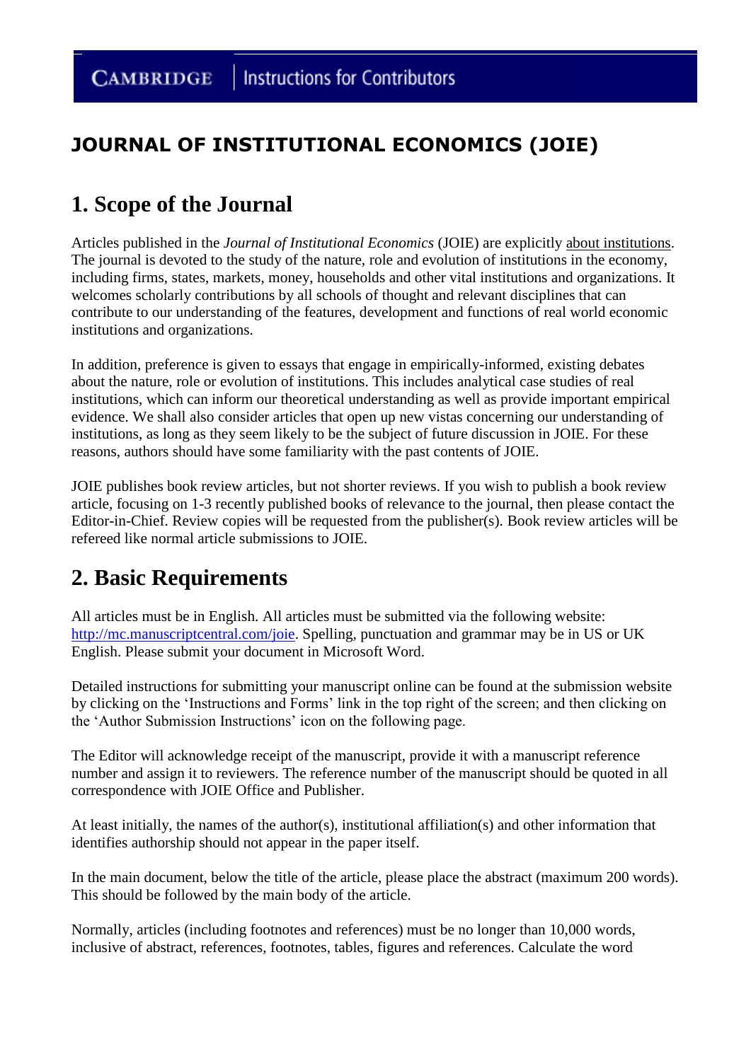**CAMBRIDGE** | Instructions for Contributors

# JOURNAL OF INSTITUTIONAL ECONOMICS (JOIE)

## 1. Scope of the Journal

Articles published in the *Journal of Institutional Economics* (JOIE) are explicitly about institutions. The journal is devoted to the study of the nature, role and evolution of institutions in the economy, including firms, states, markets, money, households and other vital institutions and organizations. It welcomes scholarly contributions by all schools of thought and relevant disciplines that can contribute to our understanding of the features, development and functions of real world economic institutions and organizations.

In addition, preference is given to essays that engage in empirically-informed, existing debates about the nature, role or evolution of institutions. This includes analytical case studies of real institutions, which can inform our theoretical understanding as well as provide important empirical evidence. We shall also consider articles that open up new vistas concerning our understanding of institutions, as long as they seem likely to be the subject of future discussion in JOIE. For these reasons, authors should have some familiarity with the past contents of JOIE.

JOIE publishes book review articles, but not shorter reviews. If you wish to publish a book review article, focusing on 1-3 recently published books of relevance to the journal, then please contact the Editor-in-Chief. Review copies will be requested from the publisher(s). Book review articles will be refereed like normal article submissions to JOIE.

## 2. Basic Requirements

All articles must be in English. All articles must be submitted via the following website: http://mc.manuscriptcentral.com/joie. Spelling, punctuation and grammar may be in US or UK English. Please submit your document in Microsoft Word.

Detailed instructions for submitting your manuscript online can be found at the submission website by clicking on the 'Instructions and Forms' link in the top right of the screen; and then clicking on the 'Author Submission Instructions' icon on the following page.

The Editor will acknowledge receipt of the manuscript, provide it with a manuscript reference number and assign it to reviewers. The reference number of the manuscript should be quoted in all correspondence with JOIE Office and Publisher.

At least initially, the names of the author(s), institutional affiliation(s) and other information that identifies authorship should not appear in the paper itself.

In the main document, below the title of the article, please place the abstract (maximum 200 words). This should be followed by the main body of the article.

Normally, articles (including footnotes and references) must be no longer than 10,000 words, inclusive of abstract, references, footnotes, tables, figures and references. Calculate the word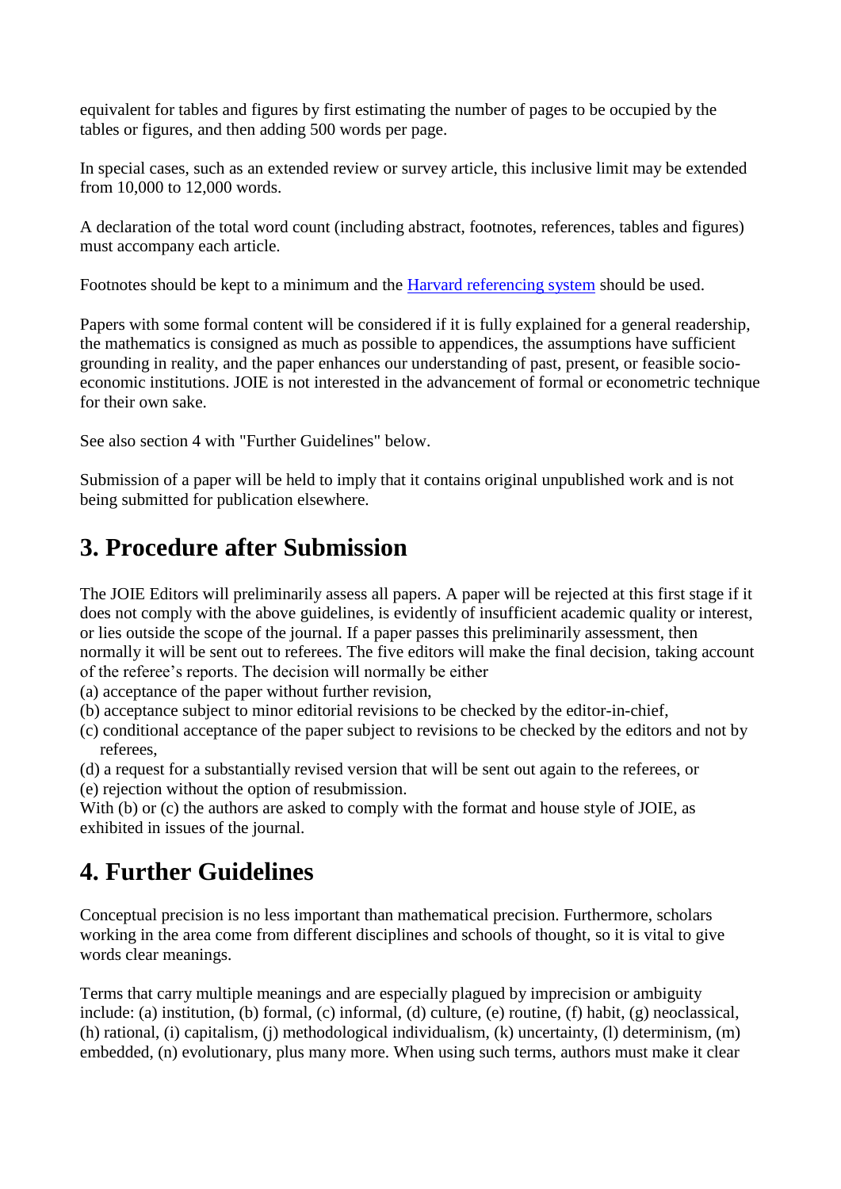equivalent for tables and figures by first estimating the number of pages to be occupied by the tables or figures, and then adding 500 words per page.

In special cases, such as an extended review or survey article, this inclusive limit may be extended from 10,000 to 12,000 words.

A declaration of the total word count (including abstract, footnotes, references, tables and figures) must accompany each article.

Footnotes should be kept to a minimum and the [Harvard referencing system]() should be used.

Papers with some formal content will be considered if it is fully explained for a general readership, the mathematics is consigned as much as possible to appendices, the assumptions have sufficient grounding in reality, and the paper enhances our understanding of past, present, or feasible socio-economic institutions. JOIE is not interested in the advancement of formal or econometric technique for their own sake.

See also section 4 with "Further Guidelines" below.

Submission of a paper will be held to imply that it contains original unpublished work and is not being submitted for publication elsewhere.

## 3. Procedure after Submission

The JOIE Editors will preliminarily assess all papers. A paper will be rejected at this first stage if it does not comply with the above guidelines, is evidently of insufficient academic quality or interest, or lies outside the scope of the journal. If a paper passes this preliminarily assessment, then normally it will be sent out to referees. The five editors will make the final decision, taking account of the referee's reports. The decision will normally be either

(a) acceptance of the paper without further revision,
(b) acceptance subject to minor editorial revisions to be checked by the editor-in-chief,
(c) conditional acceptance of the paper subject to revisions to be checked by the editors and not by referees,
(d) a request for a substantially revised version that will be sent out again to the referees, or
(e) rejection without the option of resubmission.

With (b) or (c) the authors are asked to comply with the format and house style of JOIE, as exhibited in issues of the journal.

## 4. Further Guidelines

Conceptual precision is no less important than mathematical precision. Furthermore, scholars working in the area come from different disciplines and schools of thought, so it is vital to give words clear meanings.

Terms that carry multiple meanings and are especially plagued by imprecision or ambiguity include: (a) institution, (b) formal, (c) informal, (d) culture, (e) routine, (f) habit, (g) neoclassical, (h) rational, (i) capitalism, (j) methodological individualism, (k) uncertainty, (l) determinism, (m) embedded, (n) evolutionary, plus many more. When using such terms, authors must make it clear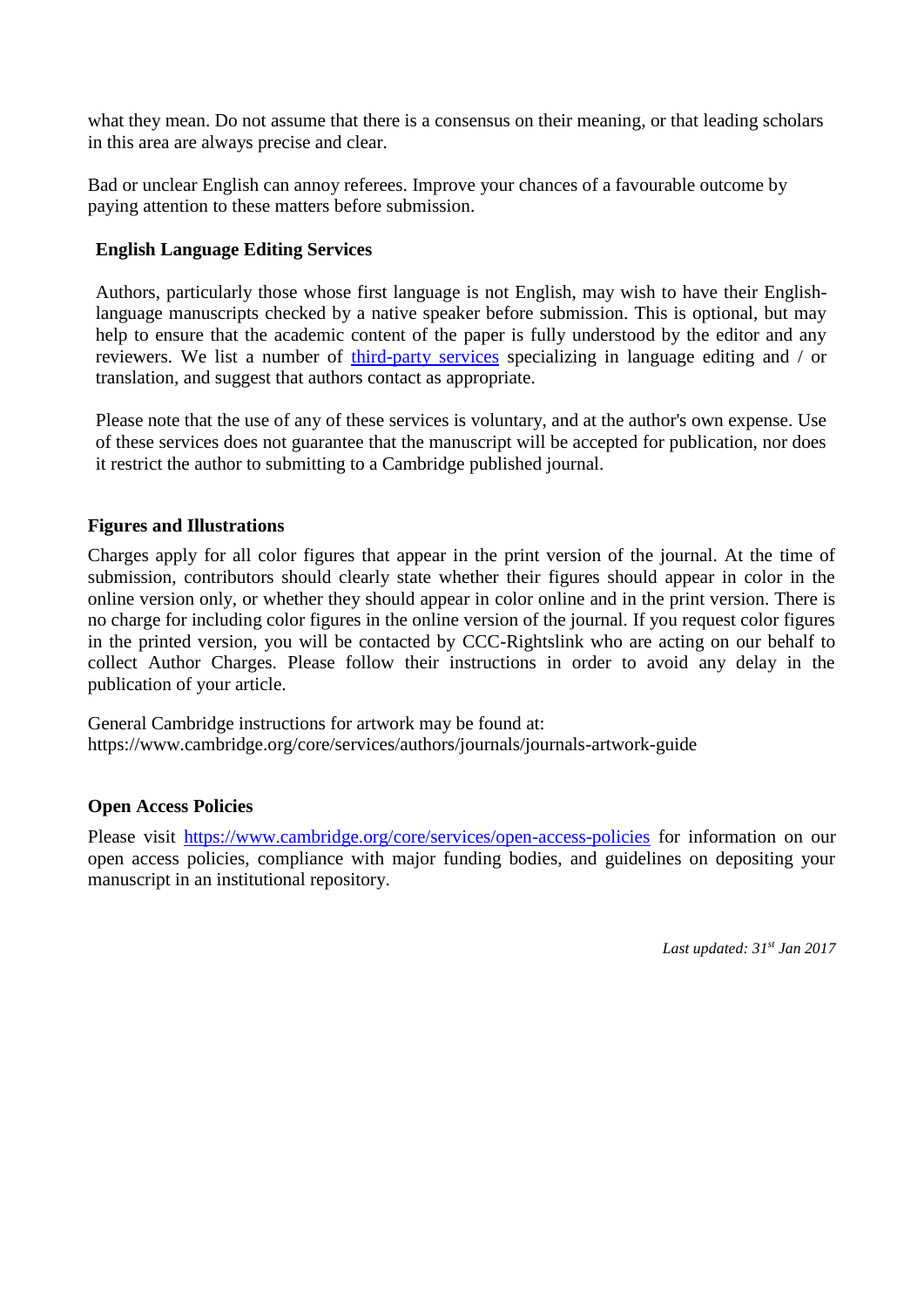what they mean. Do not assume that there is a consensus on their meaning, or that leading scholars in this area are always precise and clear.

Bad or unclear English can annoy referees. Improve your chances of a favourable outcome by paying attention to these matters before submission.

**English Language Editing Services**

Authors, particularly those whose first language is not English, may wish to have their English-language manuscripts checked by a native speaker before submission. This is optional, but may help to ensure that the academic content of the paper is fully understood by the editor and any reviewers. We list a number of [third-party services]() specializing in language editing and / or translation, and suggest that authors contact as appropriate.

Please note that the use of any of these services is voluntary, and at the author's own expense. Use of these services does not guarantee that the manuscript will be accepted for publication, nor does it restrict the author to submitting to a Cambridge published journal.

**Figures and Illustrations**

Charges apply for all color figures that appear in the print version of the journal. At the time of submission, contributors should clearly state whether their figures should appear in color in the online version only, or whether they should appear in color online and in the print version. There is no charge for including color figures in the online version of the journal. If you request color figures in the printed version, you will be contacted by CCC-Rightslink who are acting on our behalf to collect Author Charges. Please follow their instructions in order to avoid any delay in the publication of your article.

General Cambridge instructions for artwork may be found at:
https://www.cambridge.org/core/services/authors/journals/journals-artwork-guide

**Open Access Policies**

Please visit [https://www.cambridge.org/core/services/open-access-policies](https://www.cambridge.org/core/services/open-access-policies) for information on our open access policies, compliance with major funding bodies, and guidelines on depositing your manuscript in an institutional repository.

*Last updated: 31st Jan 2017*